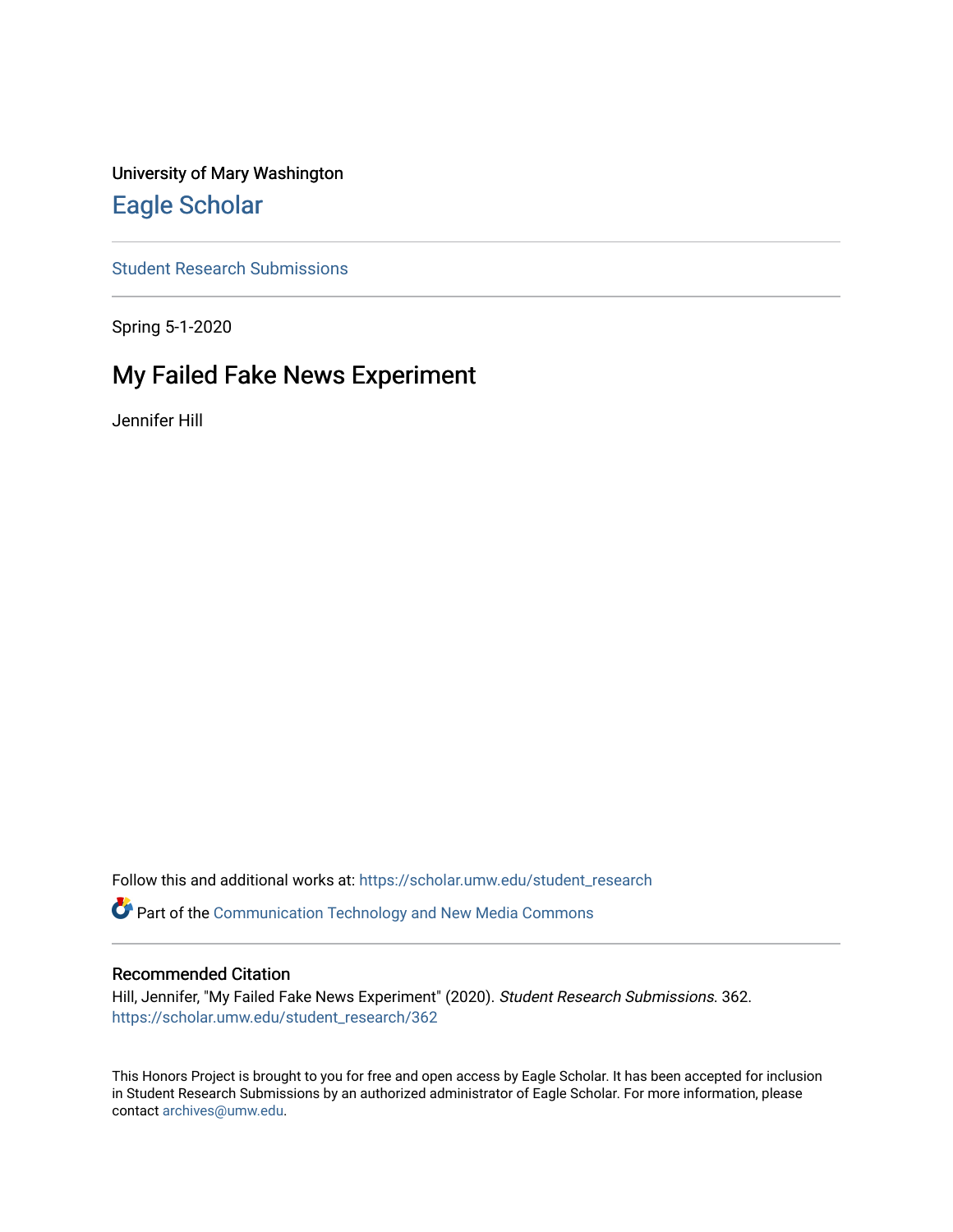University of Mary Washington

# Eagle Scholar

Student Research Submissions

Spring 5-1-2020

## My Failed Fake News Experiment

Jennifer Hill

Follow this and additional works at: https://scholar.umw.edu/student_research

Part of the Communication Technology and New Media Commons

### Recommended Citation

Hill, Jennifer, "My Failed Fake News Experiment" (2020). *Student Research Submissions*. 362.
https://scholar.umw.edu/student_research/362

This Honors Project is brought to you for free and open access by Eagle Scholar. It has been accepted for inclusion in Student Research Submissions by an authorized administrator of Eagle Scholar. For more information, please contact archives@umw.edu.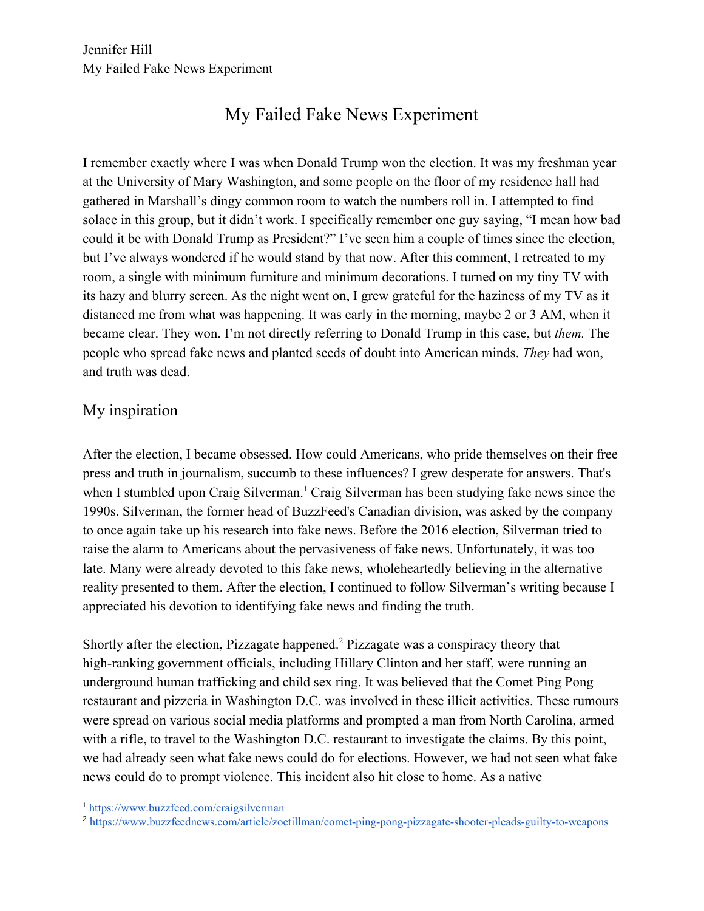Jennifer Hill
My Failed Fake News Experiment

# My Failed Fake News Experiment

I remember exactly where I was when Donald Trump won the election. It was my freshman year at the University of Mary Washington, and some people on the floor of my residence hall had gathered in Marshall's dingy common room to watch the numbers roll in. I attempted to find solace in this group, but it didn't work. I specifically remember one guy saying, "I mean how bad could it be with Donald Trump as President?" I've seen him a couple of times since the election, but I've always wondered if he would stand by that now. After this comment, I retreated to my room, a single with minimum furniture and minimum decorations. I turned on my tiny TV with its hazy and blurry screen. As the night went on, I grew grateful for the haziness of my TV as it distanced me from what was happening. It was early in the morning, maybe 2 or 3 AM, when it became clear. They won. I'm not directly referring to Donald Trump in this case, but *them.* The people who spread fake news and planted seeds of doubt into American minds. *They* had won, and truth was dead.

## My inspiration

After the election, I became obsessed. How could Americans, who pride themselves on their free press and truth in journalism, succumb to these influences? I grew desperate for answers. That's when I stumbled upon Craig Silverman.[1] Craig Silverman has been studying fake news since the 1990s. Silverman, the former head of BuzzFeed's Canadian division, was asked by the company to once again take up his research into fake news. Before the 2016 election, Silverman tried to raise the alarm to Americans about the pervasiveness of fake news. Unfortunately, it was too late. Many were already devoted to this fake news, wholeheartedly believing in the alternative reality presented to them. After the election, I continued to follow Silverman's writing because I appreciated his devotion to identifying fake news and finding the truth.

Shortly after the election, Pizzagate happened.[2] Pizzagate was a conspiracy theory that high-ranking government officials, including Hillary Clinton and her staff, were running an underground human trafficking and child sex ring. It was believed that the Comet Ping Pong restaurant and pizzeria in Washington D.C. was involved in these illicit activities. These rumours were spread on various social media platforms and prompted a man from North Carolina, armed with a rifle, to travel to the Washington D.C. restaurant to investigate the claims. By this point, we had already seen what fake news could do for elections. However, we had not seen what fake news could do to prompt violence. This incident also hit close to home. As a native

[1] https://www.buzzfeed.com/craigsilverman
[2] https://www.buzzfeednews.com/article/zoetillman/comet-ping-pong-pizzagate-shooter-pleads-guilty-to-weapons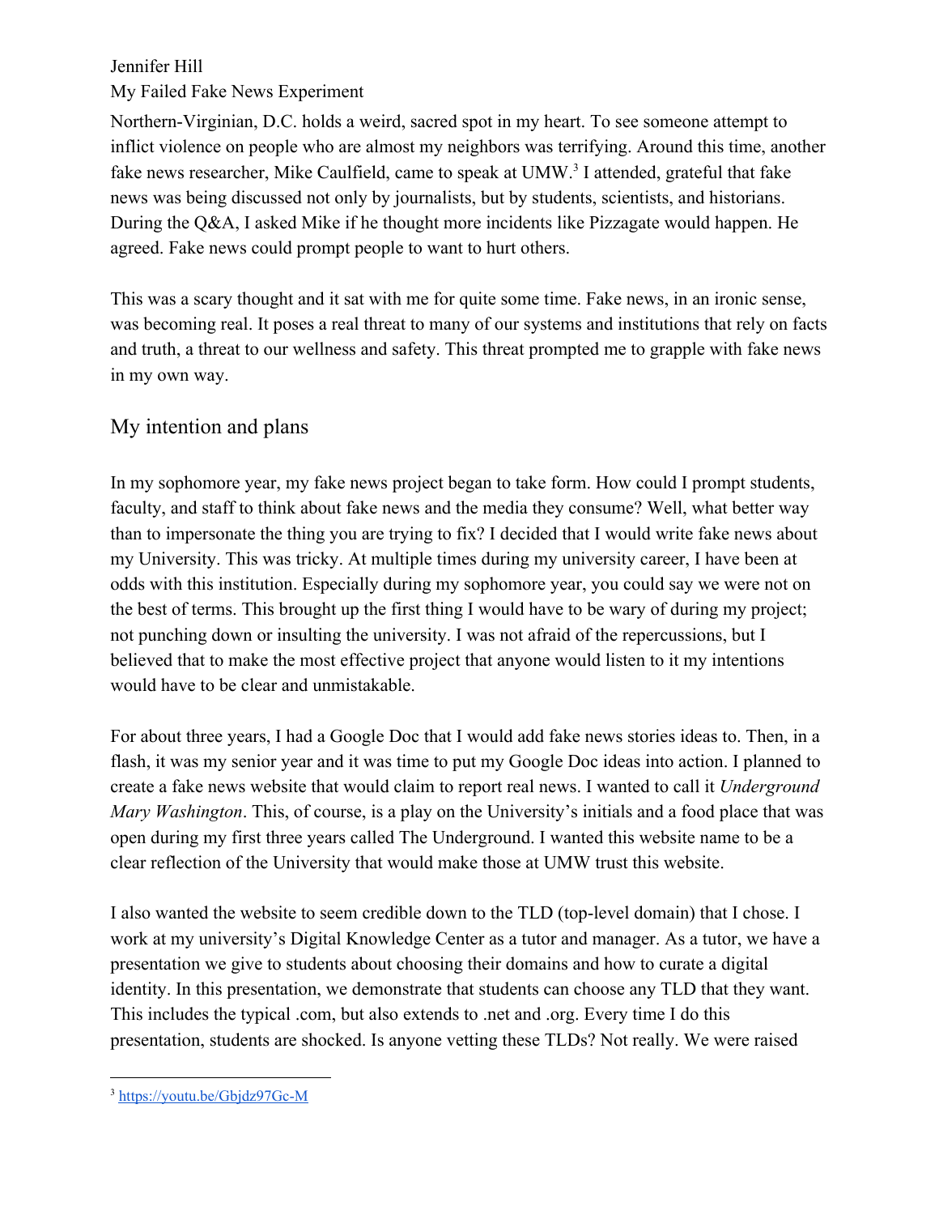Northern-Virginian, D.C. holds a weird, sacred spot in my heart. To see someone attempt to inflict violence on people who are almost my neighbors was terrifying. Around this time, another fake news researcher, Mike Caulfield, came to speak at UMW.[3] I attended, grateful that fake news was being discussed not only by journalists, but by students, scientists, and historians. During the Q&A, I asked Mike if he thought more incidents like Pizzagate would happen. He agreed. Fake news could prompt people to want to hurt others.

This was a scary thought and it sat with me for quite some time. Fake news, in an ironic sense, was becoming real. It poses a real threat to many of our systems and institutions that rely on facts and truth, a threat to our wellness and safety. This threat prompted me to grapple with fake news in my own way.

## My intention and plans

In my sophomore year, my fake news project began to take form. How could I prompt students, faculty, and staff to think about fake news and the media they consume? Well, what better way than to impersonate the thing you are trying to fix? I decided that I would write fake news about my University. This was tricky. At multiple times during my university career, I have been at odds with this institution. Especially during my sophomore year, you could say we were not on the best of terms. This brought up the first thing I would have to be wary of during my project; not punching down or insulting the university. I was not afraid of the repercussions, but I believed that to make the most effective project that anyone would listen to it my intentions would have to be clear and unmistakable.

For about three years, I had a Google Doc that I would add fake news stories ideas to. Then, in a flash, it was my senior year and it was time to put my Google Doc ideas into action. I planned to create a fake news website that would claim to report real news. I wanted to call it *Underground Mary Washington*. This, of course, is a play on the University's initials and a food place that was open during my first three years called The Underground. I wanted this website name to be a clear reflection of the University that would make those at UMW trust this website.

I also wanted the website to seem credible down to the TLD (top-level domain) that I chose. I work at my university's Digital Knowledge Center as a tutor and manager. As a tutor, we have a presentation we give to students about choosing their domains and how to curate a digital identity. In this presentation, we demonstrate that students can choose any TLD that they want. This includes the typical .com, but also extends to .net and .org. Every time I do this presentation, students are shocked. Is anyone vetting these TLDs? Not really. We were raised

[3] https://youtu.be/Gbjdz97Gc-M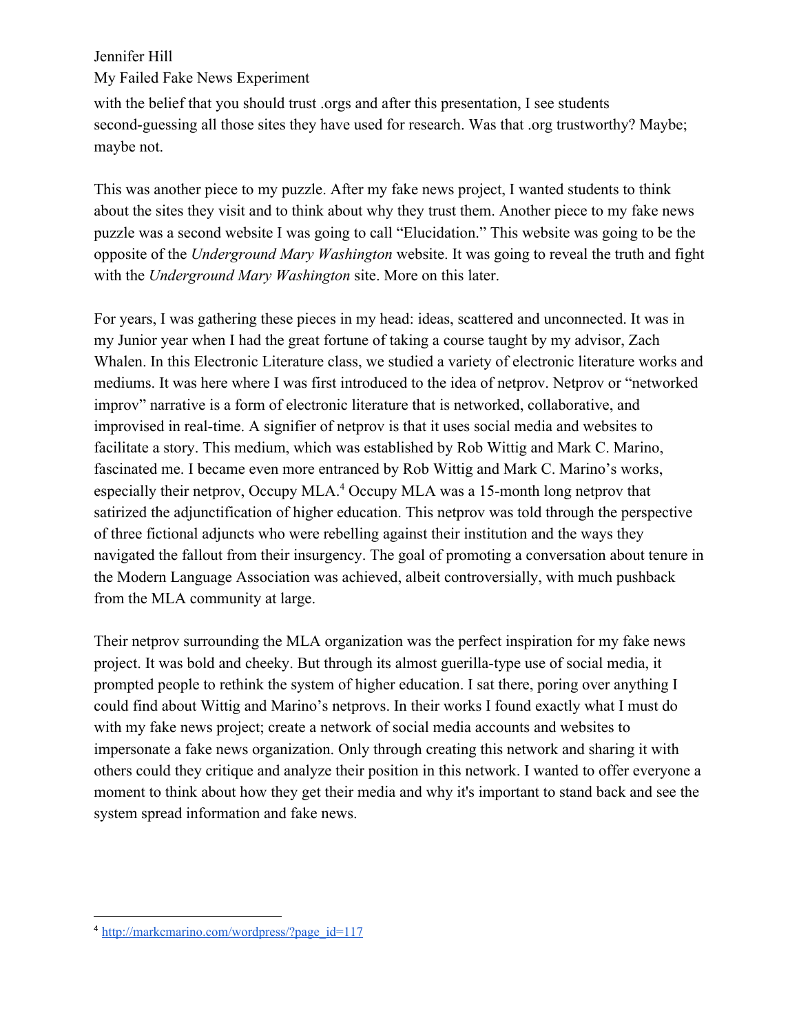with the belief that you should trust .orgs and after this presentation, I see students second-guessing all those sites they have used for research. Was that .org trustworthy? Maybe; maybe not.

This was another piece to my puzzle. After my fake news project, I wanted students to think about the sites they visit and to think about why they trust them. Another piece to my fake news puzzle was a second website I was going to call "Elucidation." This website was going to be the opposite of the *Underground Mary Washington* website. It was going to reveal the truth and fight with the *Underground Mary Washington* site. More on this later.

For years, I was gathering these pieces in my head: ideas, scattered and unconnected. It was in my Junior year when I had the great fortune of taking a course taught by my advisor, Zach Whalen. In this Electronic Literature class, we studied a variety of electronic literature works and mediums. It was here where I was first introduced to the idea of netprov. Netprov or "networked improv" narrative is a form of electronic literature that is networked, collaborative, and improvised in real-time. A signifier of netprov is that it uses social media and websites to facilitate a story. This medium, which was established by Rob Wittig and Mark C. Marino, fascinated me. I became even more entranced by Rob Wittig and Mark C. Marino's works, especially their netprov, Occupy MLA.[4] Occupy MLA was a 15-month long netprov that satirized the adjunctification of higher education. This netprov was told through the perspective of three fictional adjuncts who were rebelling against their institution and the ways they navigated the fallout from their insurgency. The goal of promoting a conversation about tenure in the Modern Language Association was achieved, albeit controversially, with much pushback from the MLA community at large.

Their netprov surrounding the MLA organization was the perfect inspiration for my fake news project. It was bold and cheeky. But through its almost guerilla-type use of social media, it prompted people to rethink the system of higher education. I sat there, poring over anything I could find about Wittig and Marino's netprovs. In their works I found exactly what I must do with my fake news project; create a network of social media accounts and websites to impersonate a fake news organization. Only through creating this network and sharing it with others could they critique and analyze their position in this network. I wanted to offer everyone a moment to think about how they get their media and why it's important to stand back and see the system spread information and fake news.

---

[4] http://markcmarino.com/wordpress/?page_id=117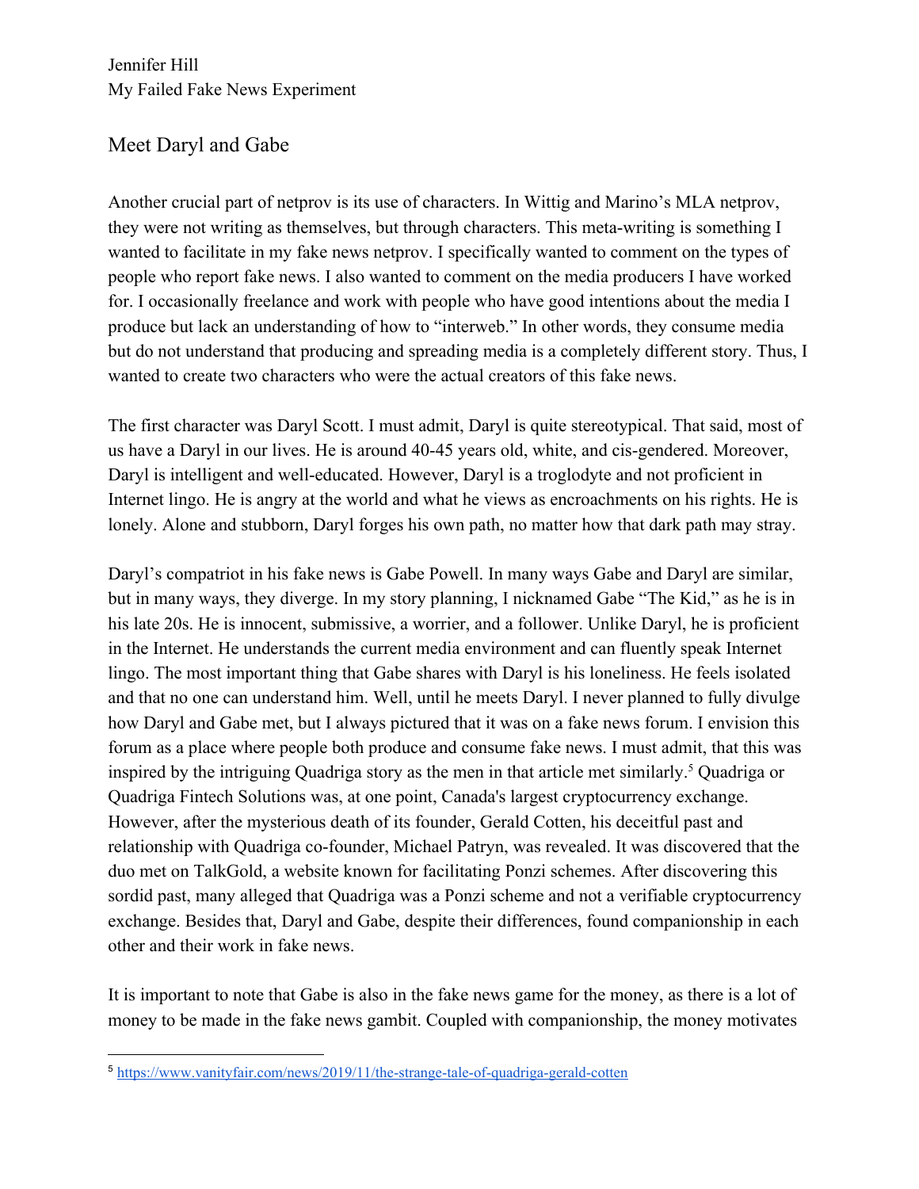Jennifer Hill
My Failed Fake News Experiment

## Meet Daryl and Gabe

Another crucial part of netprov is its use of characters. In Wittig and Marino's MLA netprov, they were not writing as themselves, but through characters. This meta-writing is something I wanted to facilitate in my fake news netprov. I specifically wanted to comment on the types of people who report fake news. I also wanted to comment on the media producers I have worked for. I occasionally freelance and work with people who have good intentions about the media I produce but lack an understanding of how to "interweb." In other words, they consume media but do not understand that producing and spreading media is a completely different story. Thus, I wanted to create two characters who were the actual creators of this fake news.

The first character was Daryl Scott. I must admit, Daryl is quite stereotypical. That said, most of us have a Daryl in our lives. He is around 40-45 years old, white, and cis-gendered. Moreover, Daryl is intelligent and well-educated. However, Daryl is a troglodyte and not proficient in Internet lingo. He is angry at the world and what he views as encroachments on his rights. He is lonely. Alone and stubborn, Daryl forges his own path, no matter how that dark path may stray.

Daryl's compatriot in his fake news is Gabe Powell. In many ways Gabe and Daryl are similar, but in many ways, they diverge. In my story planning, I nicknamed Gabe "The Kid," as he is in his late 20s. He is innocent, submissive, a worrier, and a follower. Unlike Daryl, he is proficient in the Internet. He understands the current media environment and can fluently speak Internet lingo. The most important thing that Gabe shares with Daryl is his loneliness. He feels isolated and that no one can understand him. Well, until he meets Daryl. I never planned to fully divulge how Daryl and Gabe met, but I always pictured that it was on a fake news forum. I envision this forum as a place where people both produce and consume fake news. I must admit, that this was inspired by the intriguing Quadriga story as the men in that article met similarly.[5] Quadriga or Quadriga Fintech Solutions was, at one point, Canada's largest cryptocurrency exchange. However, after the mysterious death of its founder, Gerald Cotten, his deceitful past and relationship with Quadriga co-founder, Michael Patryn, was revealed. It was discovered that the duo met on TalkGold, a website known for facilitating Ponzi schemes. After discovering this sordid past, many alleged that Quadriga was a Ponzi scheme and not a verifiable cryptocurrency exchange. Besides that, Daryl and Gabe, despite their differences, found companionship in each other and their work in fake news.

It is important to note that Gabe is also in the fake news game for the money, as there is a lot of money to be made in the fake news gambit. Coupled with companionship, the money motivates

---

[5] https://www.vanityfair.com/news/2019/11/the-strange-tale-of-quadriga-gerald-cotten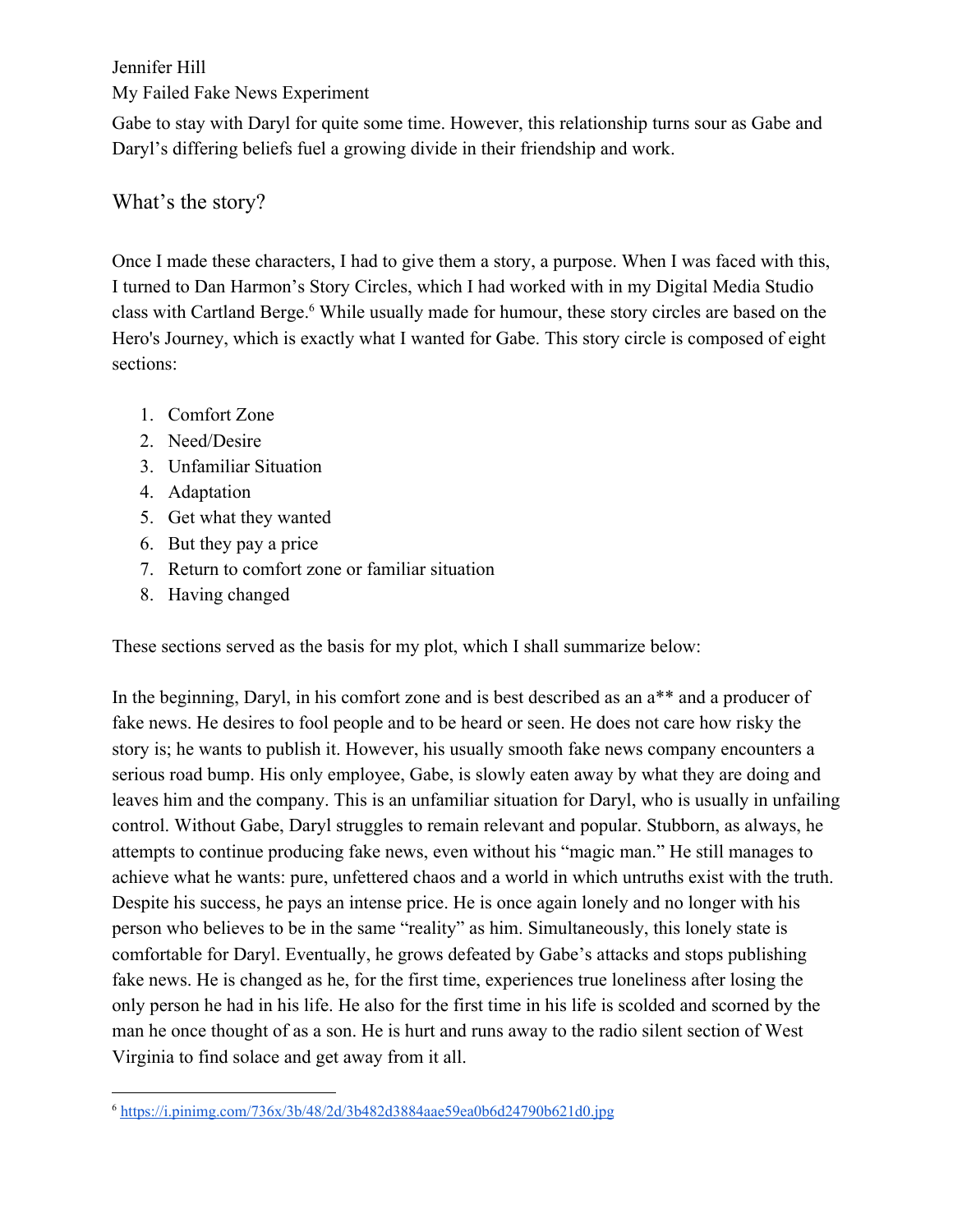Gabe to stay with Daryl for quite some time. However, this relationship turns sour as Gabe and Daryl's differing beliefs fuel a growing divide in their friendship and work.

## What's the story?

Once I made these characters, I had to give them a story, a purpose. When I was faced with this, I turned to Dan Harmon's Story Circles, which I had worked with in my Digital Media Studio class with Cartland Berge.[6] While usually made for humour, these story circles are based on the Hero's Journey, which is exactly what I wanted for Gabe. This story circle is composed of eight sections:

1. Comfort Zone
2. Need/Desire
3. Unfamiliar Situation
4. Adaptation
5. Get what they wanted
6. But they pay a price
7. Return to comfort zone or familiar situation
8. Having changed

These sections served as the basis for my plot, which I shall summarize below:

In the beginning, Daryl, in his comfort zone and is best described as an a** and a producer of fake news. He desires to fool people and to be heard or seen. He does not care how risky the story is; he wants to publish it. However, his usually smooth fake news company encounters a serious road bump. His only employee, Gabe, is slowly eaten away by what they are doing and leaves him and the company. This is an unfamiliar situation for Daryl, who is usually in unfailing control. Without Gabe, Daryl struggles to remain relevant and popular. Stubborn, as always, he attempts to continue producing fake news, even without his "magic man." He still manages to achieve what he wants: pure, unfettered chaos and a world in which untruths exist with the truth. Despite his success, he pays an intense price. He is once again lonely and no longer with his person who believes to be in the same "reality" as him. Simultaneously, this lonely state is comfortable for Daryl. Eventually, he grows defeated by Gabe's attacks and stops publishing fake news. He is changed as he, for the first time, experiences true loneliness after losing the only person he had in his life. He also for the first time in his life is scolded and scorned by the man he once thought of as a son. He is hurt and runs away to the radio silent section of West Virginia to find solace and get away from it all.

[6] https://i.pinimg.com/736x/3b/48/2d/3b482d3884aae59ea0b6d24790b621d0.jpg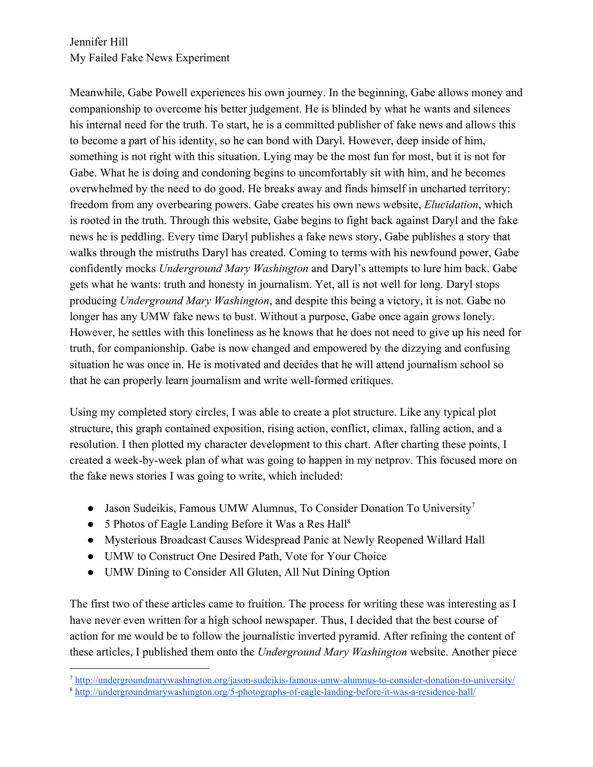Meanwhile, Gabe Powell experiences his own journey. In the beginning, Gabe allows money and companionship to overcome his better judgement. He is blinded by what he wants and silences his internal need for the truth. To start, he is a committed publisher of fake news and allows this to become a part of his identity, so he can bond with Daryl. However, deep inside of him, something is not right with this situation. Lying may be the most fun for most, but it is not for Gabe. What he is doing and condoning begins to uncomfortably sit with him, and he becomes overwhelmed by the need to do good. He breaks away and finds himself in uncharted territory: freedom from any overbearing powers. Gabe creates his own news website, *Elucidation*, which is rooted in the truth. Through this website, Gabe begins to fight back against Daryl and the fake news he is peddling. Every time Daryl publishes a fake news story, Gabe publishes a story that walks through the mistruths Daryl has created. Coming to terms with his newfound power, Gabe confidently mocks *Underground Mary Washington* and Daryl's attempts to lure him back. Gabe gets what he wants: truth and honesty in journalism. Yet, all is not well for long. Daryl stops producing *Underground Mary Washington*, and despite this being a victory, it is not. Gabe no longer has any UMW fake news to bust. Without a purpose, Gabe once again grows lonely. However, he settles with this loneliness as he knows that he does not need to give up his need for truth, for companionship. Gabe is now changed and empowered by the dizzying and confusing situation he was once in. He is motivated and decides that he will attend journalism school so that he can properly learn journalism and write well-formed critiques.

Using my completed story circles, I was able to create a plot structure. Like any typical plot structure, this graph contained exposition, rising action, conflict, climax, falling action, and a resolution. I then plotted my character development to this chart. After charting these points, I created a week-by-week plan of what was going to happen in my netprov. This focused more on the fake news stories I was going to write, which included:

- Jason Sudeikis, Famous UMW Alumnus, To Consider Donation To University[7]
- 5 Photos of Eagle Landing Before it Was a Res Hall[8]
- Mysterious Broadcast Causes Widespread Panic at Newly Reopened Willard Hall
- UMW to Construct One Desired Path, Vote for Your Choice
- UMW Dining to Consider All Gluten, All Nut Dining Option

The first two of these articles came to fruition. The process for writing these was interesting as I have never even written for a high school newspaper. Thus, I decided that the best course of action for me would be to follow the journalistic inverted pyramid. After refining the content of these articles, I published them onto the *Underground Mary Washington* website. Another piece

[7] http://undergroundmarywashington.org/jason-sudeikis-famous-umw-alumnus-to-consider-donation-to-university/

[8] http://undergroundmarywashington.org/5-photographs-of-eagle-landing-before-it-was-a-residence-hall/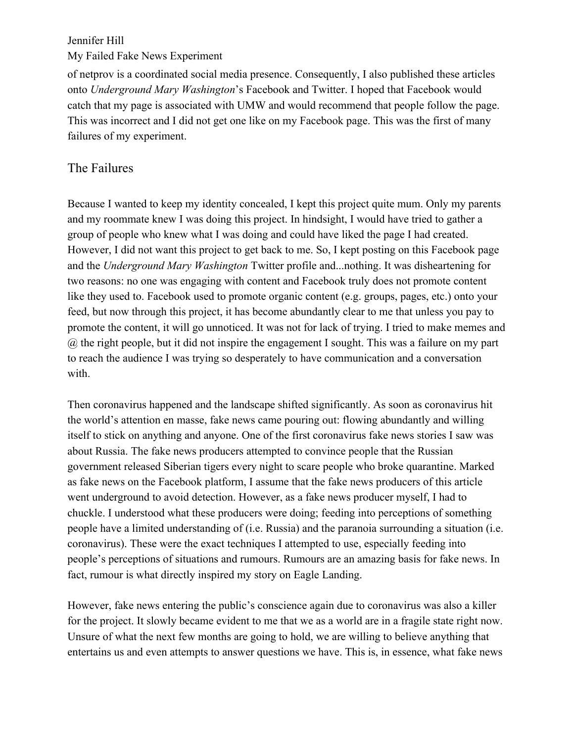of netprov is a coordinated social media presence. Consequently, I also published these articles onto *Underground Mary Washington*'s Facebook and Twitter. I hoped that Facebook would catch that my page is associated with UMW and would recommend that people follow the page. This was incorrect and I did not get one like on my Facebook page. This was the first of many failures of my experiment.

## The Failures

Because I wanted to keep my identity concealed, I kept this project quite mum. Only my parents and my roommate knew I was doing this project. In hindsight, I would have tried to gather a group of people who knew what I was doing and could have liked the page I had created. However, I did not want this project to get back to me. So, I kept posting on this Facebook page and the *Underground Mary Washington* Twitter profile and...nothing. It was disheartening for two reasons: no one was engaging with content and Facebook truly does not promote content like they used to. Facebook used to promote organic content (e.g. groups, pages, etc.) onto your feed, but now through this project, it has become abundantly clear to me that unless you pay to promote the content, it will go unnoticed. It was not for lack of trying. I tried to make memes and @ the right people, but it did not inspire the engagement I sought. This was a failure on my part to reach the audience I was trying so desperately to have communication and a conversation with.

Then coronavirus happened and the landscape shifted significantly. As soon as coronavirus hit the world's attention en masse, fake news came pouring out: flowing abundantly and willing itself to stick on anything and anyone. One of the first coronavirus fake news stories I saw was about Russia. The fake news producers attempted to convince people that the Russian government released Siberian tigers every night to scare people who broke quarantine. Marked as fake news on the Facebook platform, I assume that the fake news producers of this article went underground to avoid detection. However, as a fake news producer myself, I had to chuckle. I understood what these producers were doing; feeding into perceptions of something people have a limited understanding of (i.e. Russia) and the paranoia surrounding a situation (i.e. coronavirus). These were the exact techniques I attempted to use, especially feeding into people's perceptions of situations and rumours. Rumours are an amazing basis for fake news. In fact, rumour is what directly inspired my story on Eagle Landing.

However, fake news entering the public's conscience again due to coronavirus was also a killer for the project. It slowly became evident to me that we as a world are in a fragile state right now. Unsure of what the next few months are going to hold, we are willing to believe anything that entertains us and even attempts to answer questions we have. This is, in essence, what fake news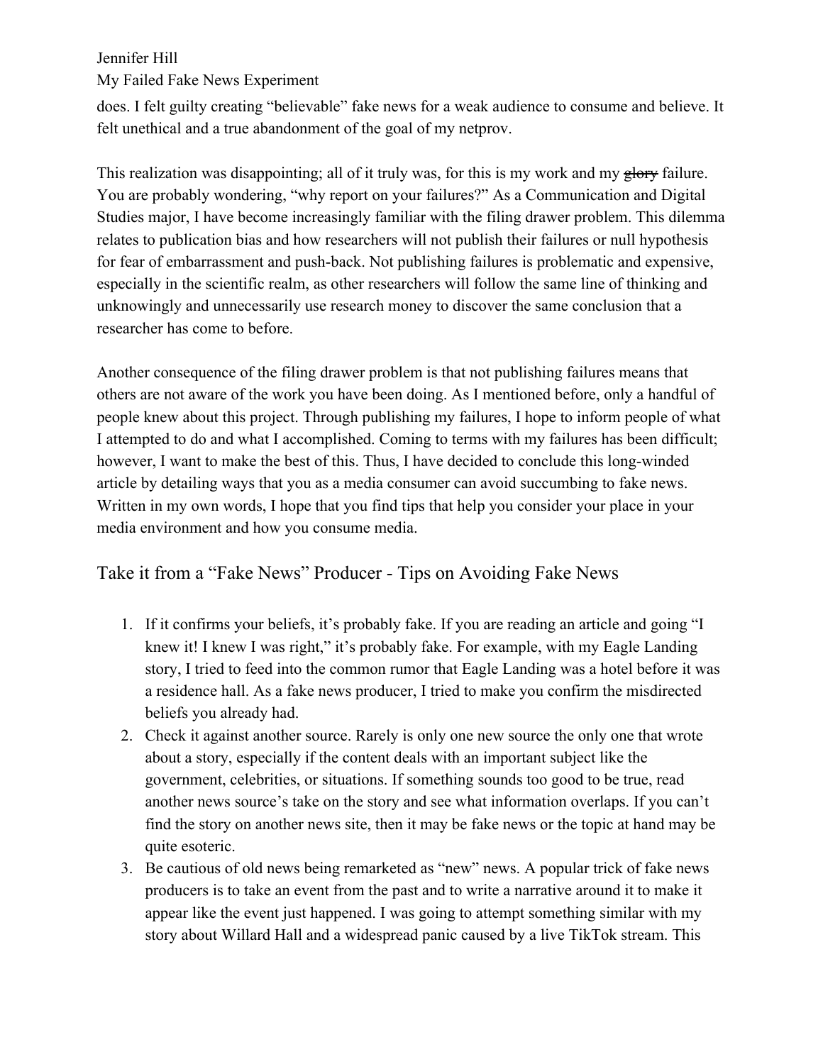does. I felt guilty creating "believable" fake news for a weak audience to consume and believe. It felt unethical and a true abandonment of the goal of my netprov.

This realization was disappointing; all of it truly was, for this is my work and my ~~glory~~ failure. You are probably wondering, "why report on your failures?" As a Communication and Digital Studies major, I have become increasingly familiar with the filing drawer problem. This dilemma relates to publication bias and how researchers will not publish their failures or null hypothesis for fear of embarrassment and push-back. Not publishing failures is problematic and expensive, especially in the scientific realm, as other researchers will follow the same line of thinking and unknowingly and unnecessarily use research money to discover the same conclusion that a researcher has come to before.

Another consequence of the filing drawer problem is that not publishing failures means that others are not aware of the work you have been doing. As I mentioned before, only a handful of people knew about this project. Through publishing my failures, I hope to inform people of what I attempted to do and what I accomplished. Coming to terms with my failures has been difficult; however, I want to make the best of this. Thus, I have decided to conclude this long-winded article by detailing ways that you as a media consumer can avoid succumbing to fake news. Written in my own words, I hope that you find tips that help you consider your place in your media environment and how you consume media.

## Take it from a "Fake News" Producer - Tips on Avoiding Fake News

1. If it confirms your beliefs, it's probably fake. If you are reading an article and going "I knew it! I knew I was right," it's probably fake. For example, with my Eagle Landing story, I tried to feed into the common rumor that Eagle Landing was a hotel before it was a residence hall. As a fake news producer, I tried to make you confirm the misdirected beliefs you already had.
2. Check it against another source. Rarely is only one new source the only one that wrote about a story, especially if the content deals with an important subject like the government, celebrities, or situations. If something sounds too good to be true, read another news source's take on the story and see what information overlaps. If you can't find the story on another news site, then it may be fake news or the topic at hand may be quite esoteric.
3. Be cautious of old news being remarketed as "new" news. A popular trick of fake news producers is to take an event from the past and to write a narrative around it to make it appear like the event just happened. I was going to attempt something similar with my story about Willard Hall and a widespread panic caused by a live TikTok stream. This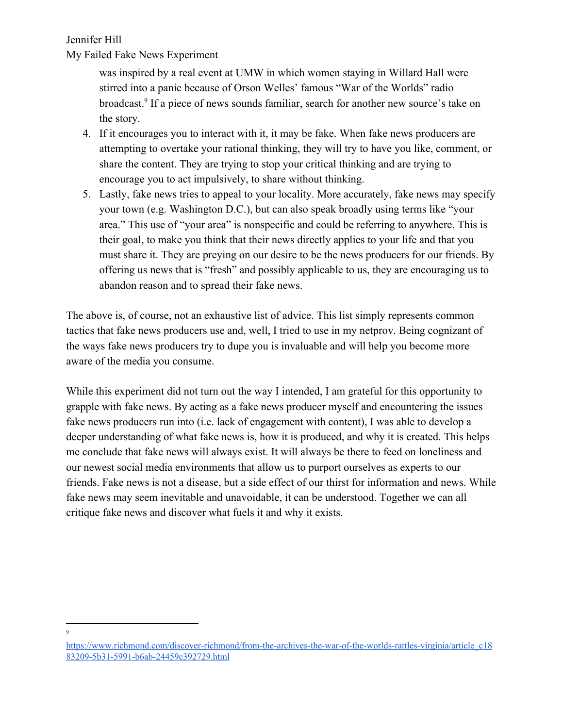was inspired by a real event at UMW in which women staying in Willard Hall were stirred into a panic because of Orson Welles' famous "War of the Worlds" radio broadcast.[9] If a piece of news sounds familiar, search for another new source's take on the story.

4. If it encourages you to interact with it, it may be fake. When fake news producers are attempting to overtake your rational thinking, they will try to have you like, comment, or share the content. They are trying to stop your critical thinking and are trying to encourage you to act impulsively, to share without thinking.
5. Lastly, fake news tries to appeal to your locality. More accurately, fake news may specify your town (e.g. Washington D.C.), but can also speak broadly using terms like "your area." This use of "your area" is nonspecific and could be referring to anywhere. This is their goal, to make you think that their news directly applies to your life and that you must share it. They are preying on our desire to be the news producers for our friends. By offering us news that is "fresh" and possibly applicable to us, they are encouraging us to abandon reason and to spread their fake news.

The above is, of course, not an exhaustive list of advice. This list simply represents common tactics that fake news producers use and, well, I tried to use in my netprov. Being cognizant of the ways fake news producers try to dupe you is invaluable and will help you become more aware of the media you consume.

While this experiment did not turn out the way I intended, I am grateful for this opportunity to grapple with fake news. By acting as a fake news producer myself and encountering the issues fake news producers run into (i.e. lack of engagement with content), I was able to develop a deeper understanding of what fake news is, how it is produced, and why it is created. This helps me conclude that fake news will always exist. It will always be there to feed on loneliness and our newest social media environments that allow us to purport ourselves as experts to our friends. Fake news is not a disease, but a side effect of our thirst for information and news. While fake news may seem inevitable and unavoidable, it can be understood. Together we can all critique fake news and discover what fuels it and why it exists.

---

[9] https://www.richmond.com/discover-richmond/from-the-archives-the-war-of-the-worlds-rattles-virginia/article_c1883209-5b31-5991-b6ab-24459c392729.html